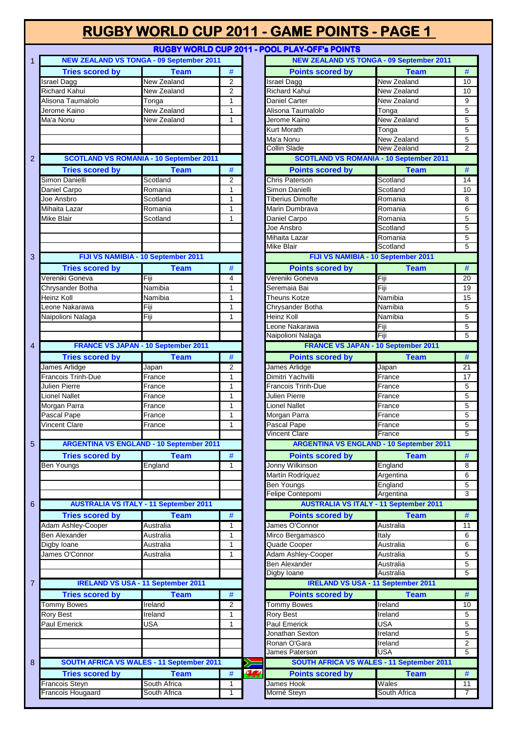# RUGBY WORLD CUP 2011 - GAME POINTS - PAGE 1

## RUGBY WORLD CUP 2011 - POOL PLAY-OFF's POINTS

### 1. NEW ZEALAND VS TONGA - 09 September 2011

| Tries scored by | Team | # |
|---|---|---|
| Israel Dagg | New Zealand | 2 |
| Richard Kahui | New Zealand | 2 |
| Alisona Taumalolo | Tonga | 1 |
| Jerome Kaino | New Zealand | 1 |
| Ma'a Nonu | New Zealand | 1 |

| Points scored by | Team | # |
|---|---|---|
| Israel Dagg | New Zealand | 10 |
| Richard Kahui | New Zealand | 10 |
| Daniel Carter | New Zealand | 9 |
| Alisona Taumalolo | Tonga | 5 |
| Jerome Kaino | New Zealand | 5 |
| Kurt Morath | Tonga | 5 |
| Ma'a Nonu | New Zealand | 5 |
| Collin Slade | New Zealand | 2 |

### 2. SCOTLAND VS ROMANIA - 10 September 2011

| Tries scored by | Team | # |
|---|---|---|
| Simon Danielli | Scotland | 2 |
| Daniel Carpo | Romania | 1 |
| Joe Ansbro | Scotland | 1 |
| Mihaita Lazar | Romania | 1 |
| Mike Blair | Scotland | 1 |

| Points scored by | Team | # |
|---|---|---|
| Chris Paterson | Scotland | 14 |
| Simon Danielli | Scotland | 10 |
| Tiberius Dimofte | Romania | 8 |
| Marin Dumbrava | Romania | 6 |
| Daniel Carpo | Romania | 5 |
| Joe Ansbro | Scotland | 5 |
| Mihaita Lazar | Romania | 5 |
| Mike Blair | Scotland | 5 |

### 3. FIJI VS NAMIBIA - 10 September 2011

| Tries scored by | Team | # |
|---|---|---|
| Vereniki Goneva | Fiji | 4 |
| Chrysander Botha | Namibia | 1 |
| Heinz Koll | Namibia | 1 |
| Leone Nakarawa | Fiji | 1 |
| Naipolioni Nalaga | Fiji | 1 |

| Points scored by | Team | # |
|---|---|---|
| Vereniki Goneva | Fiji | 20 |
| Seremaia Bai | Fiji | 19 |
| Theuns Kotze | Namibia | 15 |
| Chrysander Botha | Namibia | 5 |
| Heinz Koll | Namibia | 5 |
| Leone Nakarawa | Fiji | 5 |
| Naipolioni Nalaga | Fiji | 5 |

### 4. FRANCE VS JAPAN - 10 September 2011

| Tries scored by | Team | # |
|---|---|---|
| James Arlidge | Japan | 2 |
| Francois Trinh-Due | France | 1 |
| Julien Pierre | France | 1 |
| Lionel Nallet | France | 1 |
| Morgan Parra | France | 1 |
| Pascal Pape | France | 1 |
| Vincent Clare | France | 1 |

| Points scored by | Team | # |
|---|---|---|
| James Arlidge | Japan | 21 |
| Dimitri Yachvilli | France | 17 |
| Francois Trinh-Due | France | 5 |
| Julien Pierre | France | 5 |
| Lionel Nallet | France | 5 |
| Morgan Parra | France | 5 |
| Pascal Pape | France | 5 |
| Vincent Clare | France | 5 |

### 5. ARGENTINA VS ENGLAND - 10 September 2011

| Tries scored by | Team | # |
|---|---|---|
| Ben Youngs | England | 1 |

| Points scored by | Team | # |
|---|---|---|
| Jonny Wilkinson | England | 8 |
| Martín Rodríquez | Argentina | 6 |
| Ben Youngs | England | 5 |
| Felipe Contepomi | Argentina | 3 |

### 6. AUSTRALIA VS ITALY - 11 September 2011

| Tries scored by | Team | # |
|---|---|---|
| Adam Ashley-Cooper | Australia | 1 |
| Ben Alexander | Australia | 1 |
| Digby Ioane | Australia | 1 |
| James O'Connor | Australia | 1 |

| Points scored by | Team | # |
|---|---|---|
| James O'Connor | Australia | 11 |
| Mirco Bergamasco | Italy | 6 |
| Quade Cooper | Australia | 6 |
| Adam Ashley-Cooper | Australia | 5 |
| Ben Alexander | Australia | 5 |
| Digby Ioane | Australia | 5 |

### 7. IRELAND VS USA - 11 September 2011

| Tries scored by | Team | # |
|---|---|---|
| Tommy Bowes | Ireland | 2 |
| Rory Best | Ireland | 1 |
| Paul Emerick | USA | 1 |

| Points scored by | Team | # |
|---|---|---|
| Tommy Bowes | Ireland | 10 |
| Rory Best | Ireland | 5 |
| Paul Emerick | USA | 5 |
| Jonathan Sexton | Ireland | 5 |
| Ronan O'Gara | Ireland | 2 |
| James Paterson | USA | 5 |

### 8. SOUTH AFRICA VS WALES - 11 September 2011

| Tries scored by | Team | # |
|---|---|---|
| Francois Steyn | South Africa | 1 |
| Francois Hougaard | South Africa | 1 |

| Points scored by | Team | # |
|---|---|---|
| James Hook | Wales | 11 |
| Morné Steyn | South Africa | 7 |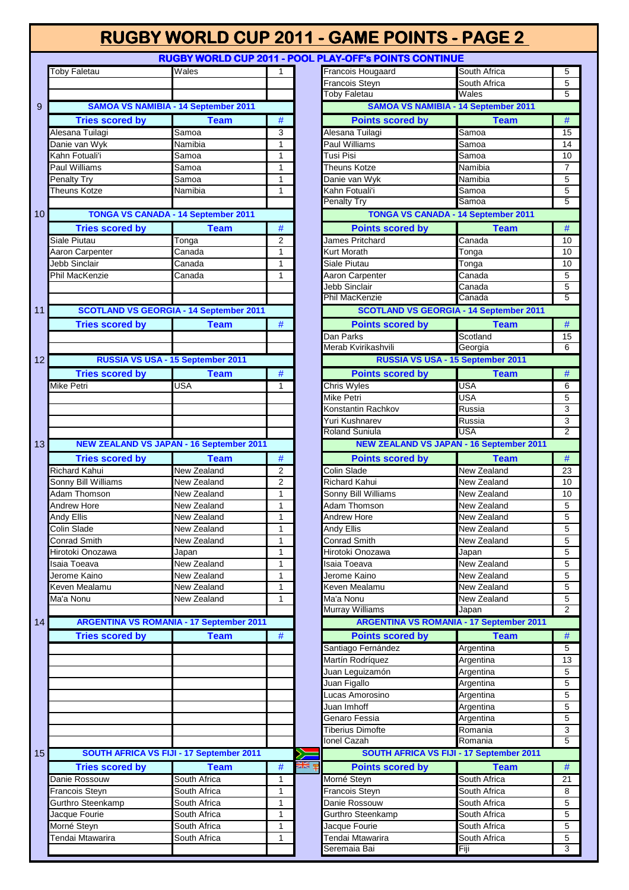# RUGBY WORLD CUP 2011 - GAME POINTS - PAGE 2

## RUGBY WORLD CUP 2011 - POOL PLAY-OFF's POINTS CONTINUE

| Tries scored by | Team | # |
|---|---|---|
| Toby Faletau | Wales | 1 |

| Points scored by | Team | # |
|---|---|---|
| Francois Hougaard | South Africa | 5 |
| Francois Steyn | South Africa | 5 |
| Toby Faletau | Wales | 5 |

### 9 — SAMOA VS NAMIBIA - 14 September 2011

| Tries scored by | Team | # |
|---|---|---|
| Alesana Tuilagi | Samoa | 3 |
| Danie van Wyk | Namibia | 1 |
| Kahn Fotuali'i | Samoa | 1 |
| Paul Williams | Samoa | 1 |
| Penalty Try | Samoa | 1 |
| Theuns Kotze | Namibia | 1 |

| Points scored by | Team | # |
|---|---|---|
| Alesana Tuilagi | Samoa | 15 |
| Paul Williams | Samoa | 14 |
| Tusi Pisi | Samoa | 10 |
| Theuns Kotze | Namibia | 7 |
| Danie van Wyk | Namibia | 5 |
| Kahn Fotuali'i | Samoa | 5 |
| Penalty Try | Samoa | 5 |

### 10 — TONGA VS CANADA - 14 September 2011

| Tries scored by | Team | # |
|---|---|---|
| Siale Piutau | Tonga | 2 |
| Aaron Carpenter | Canada | 1 |
| Jebb Sinclair | Canada | 1 |
| Phil MacKenzie | Canada | 1 |

| Points scored by | Team | # |
|---|---|---|
| James Pritchard | Canada | 10 |
| Kurt Morath | Tonga | 10 |
| Siale Piutau | Tonga | 10 |
| Aaron Carpenter | Canada | 5 |
| Jebb Sinclair | Canada | 5 |
| Phil MacKenzie | Canada | 5 |

### 11 — SCOTLAND VS GEORGIA - 14 September 2011

| Tries scored by | Team | # |
|---|---|---|
| | | |

| Points scored by | Team | # |
|---|---|---|
| Dan Parks | Scotland | 15 |
| Merab Kvirikashvili | Georgia | 6 |

### 12 — RUSSIA VS USA - 15 September 2011

| Tries scored by | Team | # |
|---|---|---|
| Mike Petri | USA | 1 |

| Points scored by | Team | # |
|---|---|---|
| Chris Wyles | USA | 6 |
| Mike Petri | USA | 5 |
| Konstantin Rachkov | Russia | 3 |
| Yuri Kushnarev | Russia | 3 |
| Roland Suniula | USA | 2 |

### 13 — NEW ZEALAND VS JAPAN - 16 September 2011

| Tries scored by | Team | # |
|---|---|---|
| Richard Kahui | New Zealand | 2 |
| Sonny Bill Williams | New Zealand | 2 |
| Adam Thomson | New Zealand | 1 |
| Andrew Hore | New Zealand | 1 |
| Andy Ellis | New Zealand | 1 |
| Colin Slade | New Zealand | 1 |
| Conrad Smith | New Zealand | 1 |
| Hirotoki Onozawa | Japan | 1 |
| Isaia Toeava | New Zealand | 1 |
| Jerome Kaino | New Zealand | 1 |
| Keven Mealamu | New Zealand | 1 |
| Ma'a Nonu | New Zealand | 1 |

| Points scored by | Team | # |
|---|---|---|
| Colin Slade | New Zealand | 23 |
| Richard Kahui | New Zealand | 10 |
| Sonny Bill Williams | New Zealand | 10 |
| Adam Thomson | New Zealand | 5 |
| Andrew Hore | New Zealand | 5 |
| Andy Ellis | New Zealand | 5 |
| Conrad Smith | New Zealand | 5 |
| Hirotoki Onozawa | Japan | 5 |
| Isaia Toeava | New Zealand | 5 |
| Jerome Kaino | New Zealand | 5 |
| Keven Mealamu | New Zealand | 5 |
| Ma'a Nonu | New Zealand | 5 |
| Murray Williams | Japan | 2 |

### 14 — ARGENTINA VS ROMANIA - 17 September 2011

| Tries scored by | Team | # |
|---|---|---|
| | | |

| Points scored by | Team | # |
|---|---|---|
| Santiago Fernández | Argentina | 5 |
| Martín Rodríquez | Argentina | 13 |
| Juan Leguizamón | Argentina | 5 |
| Juan Figallo | Argentina | 5 |
| Lucas Amorosino | Argentina | 5 |
| Juan Imhoff | Argentina | 5 |
| Genaro Fessia | Argentina | 5 |
| Tiberius Dimofte | Romania | 3 |
| Ionel Cazah | Romania | 5 |

### 15 — SOUTH AFRICA VS FIJI - 17 September 2011

| Tries scored by | Team | # |
|---|---|---|
| Danie Rossouw | South Africa | 1 |
| Francois Steyn | South Africa | 1 |
| Gurthro Steenkamp | South Africa | 1 |
| Jacque Fourie | South Africa | 1 |
| Morné Steyn | South Africa | 1 |
| Tendai Mtawarira | South Africa | 1 |

| Points scored by | Team | # |
|---|---|---|
| Morné Steyn | South Africa | 21 |
| Francois Steyn | South Africa | 8 |
| Danie Rossouw | South Africa | 5 |
| Gurthro Steenkamp | South Africa | 5 |
| Jacque Fourie | South Africa | 5 |
| Tendai Mtawarira | South Africa | 5 |
| Seremaia Bai | Fiji | 3 |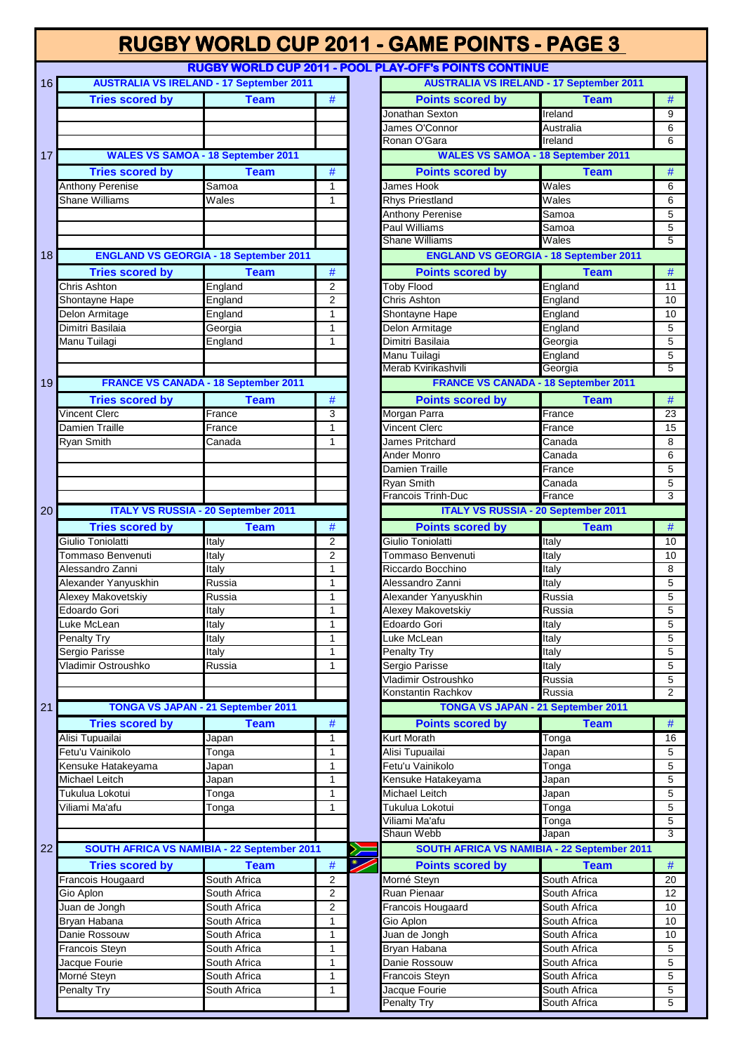# RUGBY WORLD CUP 2011 - GAME POINTS - PAGE 3

## RUGBY WORLD CUP 2011 - POOL PLAY-OFF's POINTS CONTINUE

### 16 AUSTRALIA VS IRELAND - 17 September 2011

| Tries scored by | Team | # |
|---|---|---|
| | | |
| | | |
| | | |

| Points scored by | Team | # |
|---|---|---|
| Jonathan Sexton | Ireland | 9 |
| James O'Connor | Australia | 6 |
| Ronan O'Gara | Ireland | 6 |

### 17 WALES VS SAMOA - 18 September 2011

| Tries scored by | Team | # |
|---|---|---|
| Anthony Perenise | Samoa | 1 |
| Shane Williams | Wales | 1 |
| | | |
| | | |
| | | |

| Points scored by | Team | # |
|---|---|---|
| James Hook | Wales | 6 |
| Rhys Priestland | Wales | 6 |
| Anthony Perenise | Samoa | 5 |
| Paul Williams | Samoa | 5 |
| Shane Williams | Wales | 5 |

### 18 ENGLAND VS GEORGIA - 18 September 2011

| Tries scored by | Team | # |
|---|---|---|
| Chris Ashton | England | 2 |
| Shontayne Hape | England | 2 |
| Delon Armitage | England | 1 |
| Dimitri Basilaia | Georgia | 1 |
| Manu Tuilagi | England | 1 |
| | | |
| | | |

| Points scored by | Team | # |
|---|---|---|
| Toby Flood | England | 11 |
| Chris Ashton | England | 10 |
| Shontayne Hape | England | 10 |
| Delon Armitage | England | 5 |
| Dimitri Basilaia | Georgia | 5 |
| Manu Tuilagi | England | 5 |
| Merab Kvirikashvili | Georgia | 5 |

### 19 FRANCE VS CANADA - 18 September 2011

| Tries scored by | Team | # |
|---|---|---|
| Vincent Clerc | France | 3 |
| Damien Traille | France | 1 |
| Ryan Smith | Canada | 1 |
| | | |
| | | |
| | | |
| | | |

| Points scored by | Team | # |
|---|---|---|
| Morgan Parra | France | 23 |
| Vincent Clerc | France | 15 |
| James Pritchard | Canada | 8 |
| Ander Monro | Canada | 6 |
| Damien Traille | France | 5 |
| Ryan Smith | Canada | 5 |
| Francois Trinh-Duc | France | 3 |

### 20 ITALY VS RUSSIA - 20 September 2011

| Tries scored by | Team | # |
|---|---|---|
| Giulio Toniolatti | Italy | 2 |
| Tommaso Benvenuti | Italy | 2 |
| Alessandro Zanni | Italy | 1 |
| Alexander Yanyuskhin | Russia | 1 |
| Alexey Makovetskiy | Russia | 1 |
| Edoardo Gori | Italy | 1 |
| Luke McLean | Italy | 1 |
| Penalty Try | Italy | 1 |
| Sergio Parisse | Italy | 1 |
| Vladimir Ostroushko | Russia | 1 |
| | | |
| | | |

| Points scored by | Team | # |
|---|---|---|
| Giulio Toniolatti | Italy | 10 |
| Tommaso Benvenuti | Italy | 10 |
| Riccardo Bocchino | Italy | 8 |
| Alessandro Zanni | Italy | 5 |
| Alexander Yanyuskhin | Russia | 5 |
| Alexey Makovetskiy | Russia | 5 |
| Edoardo Gori | Italy | 5 |
| Luke McLean | Italy | 5 |
| Penalty Try | Italy | 5 |
| Sergio Parisse | Italy | 5 |
| Vladimir Ostroushko | Russia | 5 |
| Konstantin Rachkov | Russia | 2 |

### 21 TONGA VS JAPAN - 21 September 2011

| Tries scored by | Team | # |
|---|---|---|
| Alisi Tupuailai | Japan | 1 |
| Fetu'u Vainikolo | Tonga | 1 |
| Kensuke Hatakeyama | Japan | 1 |
| Michael Leitch | Japan | 1 |
| Tukulua Lokotui | Tonga | 1 |
| Viliami Ma'afu | Tonga | 1 |
| | | |
| | | |

| Points scored by | Team | # |
|---|---|---|
| Kurt Morath | Tonga | 16 |
| Alisi Tupuailai | Japan | 5 |
| Fetu'u Vainikolo | Tonga | 5 |
| Kensuke Hatakeyama | Japan | 5 |
| Michael Leitch | Japan | 5 |
| Tukulua Lokotui | Tonga | 5 |
| Viliami Ma'afu | Tonga | 5 |
| Shaun Webb | Japan | 3 |

### 22 SOUTH AFRICA VS NAMIBIA - 22 September 2011

| Tries scored by | Team | # |
|---|---|---|
| Francois Hougaard | South Africa | 2 |
| Gio Aplon | South Africa | 2 |
| Juan de Jongh | South Africa | 2 |
| Bryan Habana | South Africa | 1 |
| Danie Rossouw | South Africa | 1 |
| Francois Steyn | South Africa | 1 |
| Jacque Fourie | South Africa | 1 |
| Morné Steyn | South Africa | 1 |
| Penalty Try | South Africa | 1 |
| | | |

| Points scored by | Team | # |
|---|---|---|
| Morné Steyn | South Africa | 20 |
| Ruan Pienaar | South Africa | 12 |
| Francois Hougaard | South Africa | 10 |
| Gio Aplon | South Africa | 10 |
| Juan de Jongh | South Africa | 10 |
| Bryan Habana | South Africa | 5 |
| Danie Rossouw | South Africa | 5 |
| Francois Steyn | South Africa | 5 |
| Jacque Fourie | South Africa | 5 |
| Penalty Try | South Africa | 5 |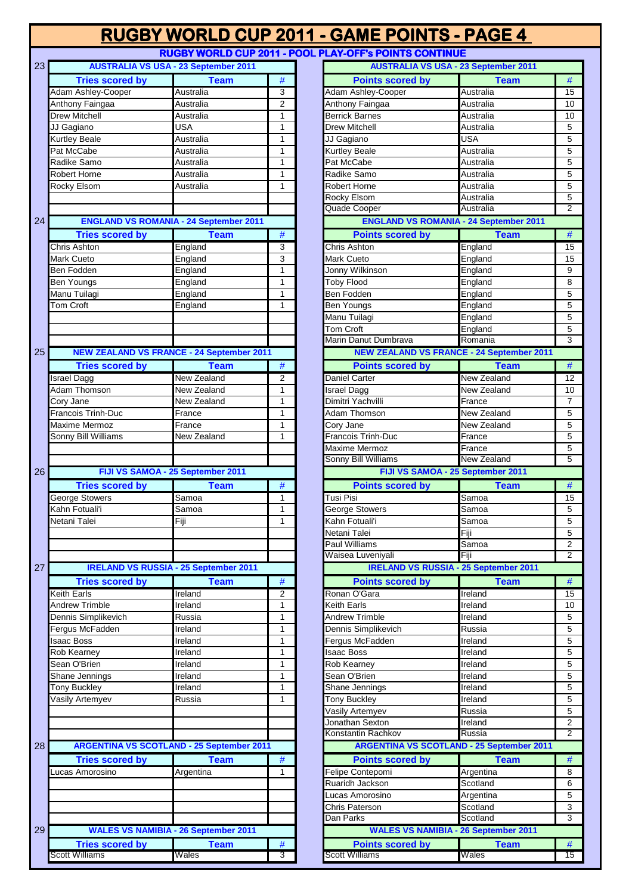# RUGBY WORLD CUP 2011 - GAME POINTS - PAGE 4

## RUGBY WORLD CUP 2011 - POOL PLAY-OFF's POINTS CONTINUE

### 23 AUSTRALIA VS USA - 23 September 2011

| Tries scored by | Team | # |
|---|---|---|
| Adam Ashley-Cooper | Australia | 3 |
| Anthony Faingaa | Australia | 2 |
| Drew Mitchell | Australia | 1 |
| JJ Gagiano | USA | 1 |
| Kurtley Beale | Australia | 1 |
| Pat McCabe | Australia | 1 |
| Radike Samo | Australia | 1 |
| Robert Horne | Australia | 1 |
| Rocky Elsom | Australia | 1 |

| Points scored by | Team | # |
|---|---|---|
| Adam Ashley-Cooper | Australia | 15 |
| Anthony Faingaa | Australia | 10 |
| Berrick Barnes | Australia | 10 |
| Drew Mitchell | Australia | 5 |
| JJ Gagiano | USA | 5 |
| Kurtley Beale | Australia | 5 |
| Pat McCabe | Australia | 5 |
| Radike Samo | Australia | 5 |
| Robert Horne | Australia | 5 |
| Rocky Elsom | Australia | 5 |
| Quade Cooper | Australia | 2 |

### 24 ENGLAND VS ROMANIA - 24 September 2011

| Tries scored by | Team | # |
|---|---|---|
| Chris Ashton | England | 3 |
| Mark Cueto | England | 3 |
| Ben Fodden | England | 1 |
| Ben Youngs | England | 1 |
| Manu Tuilagi | England | 1 |
| Tom Croft | England | 1 |

| Points scored by | Team | # |
|---|---|---|
| Chris Ashton | England | 15 |
| Mark Cueto | England | 15 |
| Jonny Wilkinson | England | 9 |
| Toby Flood | England | 8 |
| Ben Fodden | England | 5 |
| Ben Youngs | England | 5 |
| Manu Tuilagi | England | 5 |
| Tom Croft | England | 5 |
| Marin Danut Dumbrava | Romania | 3 |

### 25 NEW ZEALAND VS FRANCE - 24 September 2011

| Tries scored by | Team | # |
|---|---|---|
| Israel Dagg | New Zealand | 2 |
| Adam Thomson | New Zealand | 1 |
| Cory Jane | New Zealand | 1 |
| Francois Trinh-Duc | France | 1 |
| Maxime Mermoz | France | 1 |
| Sonny Bill Williams | New Zealand | 1 |

| Points scored by | Team | # |
|---|---|---|
| Daniel Carter | New Zealand | 12 |
| Israel Dagg | New Zealand | 10 |
| Dimitri Yachvilli | France | 7 |
| Adam Thomson | New Zealand | 5 |
| Cory Jane | New Zealand | 5 |
| Francois Trinh-Duc | France | 5 |
| Maxime Mermoz | France | 5 |
| Sonny Bill Williams | New Zealand | 5 |

### 26 FIJI VS SAMOA - 25 September 2011

| Tries scored by | Team | # |
|---|---|---|
| George Stowers | Samoa | 1 |
| Kahn Fotuali'i | Samoa | 1 |
| Netani Talei | Fiji | 1 |

| Points scored by | Team | # |
|---|---|---|
| Tusi Pisi | Samoa | 15 |
| George Stowers | Samoa | 5 |
| Kahn Fotuali'i | Samoa | 5 |
| Netani Talei | Fiji | 5 |
| Paul Williams | Samoa | 2 |
| Waisea Luveniyali | Fiji | 2 |

### 27 IRELAND VS RUSSIA - 25 September 2011

| Tries scored by | Team | # |
|---|---|---|
| Keith Earls | Ireland | 2 |
| Andrew Trimble | Ireland | 1 |
| Dennis Simplikevich | Russia | 1 |
| Fergus McFadden | Ireland | 1 |
| Isaac Boss | Ireland | 1 |
| Rob Kearney | Ireland | 1 |
| Sean O'Brien | Ireland | 1 |
| Shane Jennings | Ireland | 1 |
| Tony Buckley | Ireland | 1 |
| Vasily Artemyev | Russia | 1 |

| Points scored by | Team | # |
|---|---|---|
| Ronan O'Gara | Ireland | 15 |
| Keith Earls | Ireland | 10 |
| Andrew Trimble | Ireland | 5 |
| Dennis Simplikevich | Russia | 5 |
| Fergus McFadden | Ireland | 5 |
| Isaac Boss | Ireland | 5 |
| Rob Kearney | Ireland | 5 |
| Sean O'Brien | Ireland | 5 |
| Shane Jennings | Ireland | 5 |
| Tony Buckley | Ireland | 5 |
| Vasily Artemyev | Russia | 5 |
| Jonathan Sexton | Ireland | 2 |
| Konstantin Rachkov | Russia | 2 |

### 28 ARGENTINA VS SCOTLAND - 25 September 2011

| Tries scored by | Team | # |
|---|---|---|
| Lucas Amorosino | Argentina | 1 |

| Points scored by | Team | # |
|---|---|---|
| Felipe Contepomi | Argentina | 8 |
| Ruaridh Jackson | Scotland | 6 |
| Lucas Amorosino | Argentina | 5 |
| Chris Paterson | Scotland | 3 |
| Dan Parks | Scotland | 3 |

### 29 WALES VS NAMIBIA - 26 September 2011

| Tries scored by | Team | # |
|---|---|---|
| Scott Williams | Wales | 3 |

| Points scored by | Team | # |
|---|---|---|
| Scott Williams | Wales | 15 |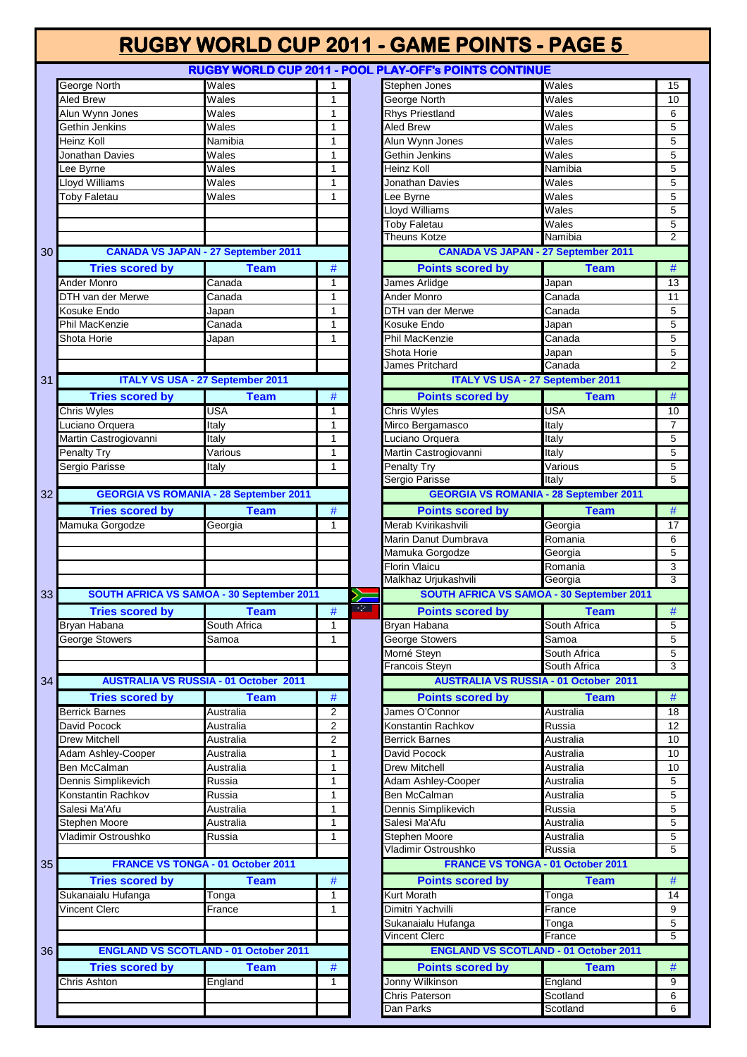# RUGBY WORLD CUP 2011 - GAME POINTS - PAGE 5

## RUGBY WORLD CUP 2011 - POOL PLAY-OFF's POINTS CONTINUE

| Tries scored by | Team | # |
|---|---|---|
| George North | Wales | 1 |
| Aled Brew | Wales | 1 |
| Alun Wynn Jones | Wales | 1 |
| Gethin Jenkins | Wales | 1 |
| Heinz Koll | Namibia | 1 |
| Jonathan Davies | Wales | 1 |
| Lee Byrne | Wales | 1 |
| Lloyd Williams | Wales | 1 |
| Toby Faletau | Wales | 1 |

| Points scored by | Team | # |
|---|---|---|
| Stephen Jones | Wales | 15 |
| George North | Wales | 10 |
| Rhys Priestland | Wales | 6 |
| Aled Brew | Wales | 5 |
| Alun Wynn Jones | Wales | 5 |
| Gethin Jenkins | Wales | 5 |
| Heinz Koll | Namibia | 5 |
| Jonathan Davies | Wales | 5 |
| Lee Byrne | Wales | 5 |
| Lloyd Williams | Wales | 5 |
| Toby Faletau | Wales | 5 |
| Theuns Kotze | Namibia | 2 |

### 30 CANADA VS JAPAN - 27 September 2011

| Tries scored by | Team | # |
|---|---|---|
| Ander Monro | Canada | 1 |
| DTH van der Merwe | Canada | 1 |
| Kosuke Endo | Japan | 1 |
| Phil MacKenzie | Canada | 1 |
| Shota Horie | Japan | 1 |

| Points scored by | Team | # |
|---|---|---|
| James Arlidge | Japan | 13 |
| Ander Monro | Canada | 11 |
| DTH van der Merwe | Canada | 5 |
| Kosuke Endo | Japan | 5 |
| Phil MacKenzie | Canada | 5 |
| Shota Horie | Japan | 5 |
| James Pritchard | Canada | 2 |

### 31 ITALY VS USA - 27 September 2011

| Tries scored by | Team | # |
|---|---|---|
| Chris Wyles | USA | 1 |
| Luciano Orquera | Italy | 1 |
| Martin Castrogiovanni | Italy | 1 |
| Penalty Try | Various | 1 |
| Sergio Parisse | Italy | 1 |

| Points scored by | Team | # |
|---|---|---|
| Chris Wyles | USA | 10 |
| Mirco Bergamasco | Italy | 7 |
| Luciano Orquera | Italy | 5 |
| Martin Castrogiovanni | Italy | 5 |
| Penalty Try | Various | 5 |
| Sergio Parisse | Italy | 5 |

### 32 GEORGIA VS ROMANIA - 28 September 2011

| Tries scored by | Team | # |
|---|---|---|
| Mamuka Gorgodze | Georgia | 1 |

| Points scored by | Team | # |
|---|---|---|
| Merab Kvirikashvili | Georgia | 17 |
| Marin Danut Dumbrava | Romania | 6 |
| Mamuka Gorgodze | Georgia | 5 |
| Florin Vlaicu | Romania | 3 |
| Malkhaz Urjukashvili | Georgia | 3 |

### 33 SOUTH AFRICA VS SAMOA - 30 September 2011

| Tries scored by | Team | # |
|---|---|---|
| Bryan Habana | South Africa | 1 |
| George Stowers | Samoa | 1 |

| Points scored by | Team | # |
|---|---|---|
| Bryan Habana | South Africa | 5 |
| George Stowers | Samoa | 5 |
| Morné Steyn | South Africa | 5 |
| Francois Steyn | South Africa | 3 |

### 34 AUSTRALIA VS RUSSIA - 01 October 2011

| Tries scored by | Team | # |
|---|---|---|
| Berrick Barnes | Australia | 2 |
| David Pocock | Australia | 2 |
| Drew Mitchell | Australia | 2 |
| Adam Ashley-Cooper | Australia | 1 |
| Ben McCalman | Australia | 1 |
| Dennis Simplikevich | Russia | 1 |
| Konstantin Rachkov | Russia | 1 |
| Salesi Ma'Afu | Australia | 1 |
| Stephen Moore | Australia | 1 |
| Vladimir Ostroushko | Russia | 1 |

| Points scored by | Team | # |
|---|---|---|
| James O'Connor | Australia | 18 |
| Konstantin Rachkov | Russia | 12 |
| Berrick Barnes | Australia | 10 |
| David Pocock | Australia | 10 |
| Drew Mitchell | Australia | 10 |
| Adam Ashley-Cooper | Australia | 5 |
| Ben McCalman | Australia | 5 |
| Dennis Simplikevich | Russia | 5 |
| Salesi Ma'Afu | Australia | 5 |
| Stephen Moore | Australia | 5 |
| Vladimir Ostroushko | Russia | 5 |

### 35 FRANCE VS TONGA - 01 October 2011

| Tries scored by | Team | # |
|---|---|---|
| Sukanaialu Hufanga | Tonga | 1 |
| Vincent Clerc | France | 1 |

| Points scored by | Team | # |
|---|---|---|
| Kurt Morath | Tonga | 14 |
| Dimitri Yachvilli | France | 9 |
| Sukanaialu Hufanga | Tonga | 5 |
| Vincent Clerc | France | 5 |

### 36 ENGLAND VS SCOTLAND - 01 October 2011

| Tries scored by | Team | # |
|---|---|---|
| Chris Ashton | England | 1 |

| Points scored by | Team | # |
|---|---|---|
| Jonny Wilkinson | England | 9 |
| Chris Paterson | Scotland | 6 |
| Dan Parks | Scotland | 6 |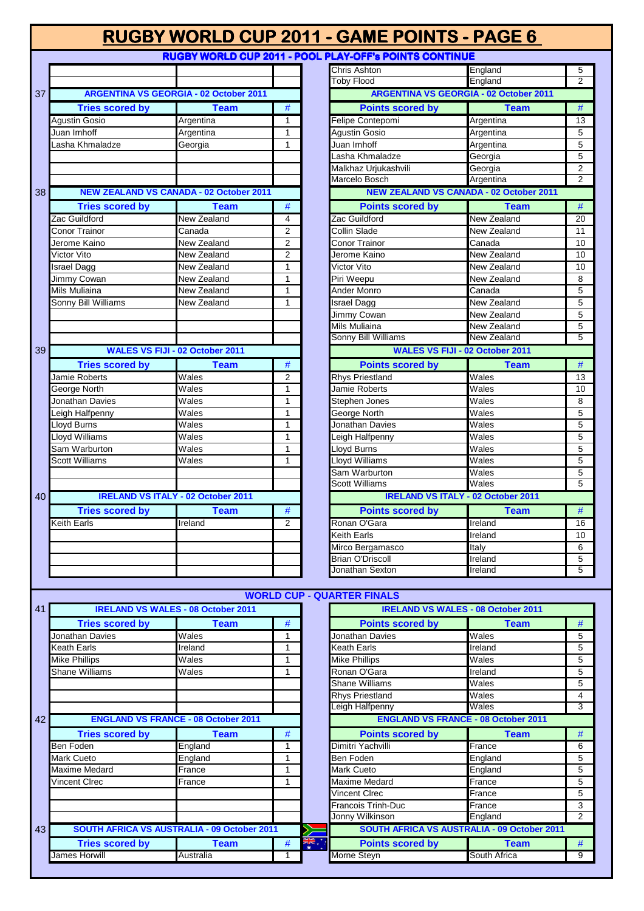# RUGBY WORLD CUP 2011 - GAME POINTS - PAGE 6

## RUGBY WORLD CUP 2011 - POOL PLAY-OFF's POINTS CONTINUE

| Points scored by | Team | # |
|---|---|---|
| Chris Ashton | England | 5 |
| Toby Flood | England | 2 |

### 37 ARGENTINA VS GEORGIA - 02 October 2011

| Tries scored by | Team | # |
|---|---|---|
| Agustin Gosio | Argentina | 1 |
| Juan Imhoff | Argentina | 1 |
| Lasha Khmaladze | Georgia | 1 |

| Points scored by | Team | # |
|---|---|---|
| Felipe Contepomi | Argentina | 13 |
| Agustin Gosio | Argentina | 5 |
| Juan Imhoff | Argentina | 5 |
| Lasha Khmaladze | Georgia | 5 |
| Malkhaz Urjukashvili | Georgia | 2 |
| Marcelo Bosch | Argentina | 2 |

### 38 NEW ZEALAND VS CANADA - 02 October 2011

| Tries scored by | Team | # |
|---|---|---|
| Zac Guildford | New Zealand | 4 |
| Conor Trainor | Canada | 2 |
| Jerome Kaino | New Zealand | 2 |
| Victor Vito | New Zealand | 2 |
| Israel Dagg | New Zealand | 1 |
| Jimmy Cowan | New Zealand | 1 |
| Mils Muliaina | New Zealand | 1 |
| Sonny Bill Williams | New Zealand | 1 |

| Points scored by | Team | # |
|---|---|---|
| Zac Guildford | New Zealand | 20 |
| Collin Slade | New Zealand | 11 |
| Conor Trainor | Canada | 10 |
| Jerome Kaino | New Zealand | 10 |
| Victor Vito | New Zealand | 10 |
| Piri Weepu | New Zealand | 8 |
| Ander Monro | Canada | 5 |
| Israel Dagg | New Zealand | 5 |
| Jimmy Cowan | New Zealand | 5 |
| Mils Muliaina | New Zealand | 5 |
| Sonny Bill Williams | New Zealand | 5 |

### 39 WALES VS FIJI - 02 October 2011

| Tries scored by | Team | # |
|---|---|---|
| Jamie Roberts | Wales | 2 |
| George North | Wales | 1 |
| Jonathan Davies | Wales | 1 |
| Leigh Halfpenny | Wales | 1 |
| Lloyd Burns | Wales | 1 |
| Lloyd Williams | Wales | 1 |
| Sam Warburton | Wales | 1 |
| Scott Williams | Wales | 1 |

| Points scored by | Team | # |
|---|---|---|
| Rhys Priestland | Wales | 13 |
| Jamie Roberts | Wales | 10 |
| Stephen Jones | Wales | 8 |
| George North | Wales | 5 |
| Jonathan Davies | Wales | 5 |
| Leigh Halfpenny | Wales | 5 |
| Lloyd Burns | Wales | 5 |
| Lloyd Williams | Wales | 5 |
| Sam Warburton | Wales | 5 |
| Scott Williams | Wales | 5 |

### 40 IRELAND VS ITALY - 02 October 2011

| Tries scored by | Team | # |
|---|---|---|
| Keith Earls | Ireland | 2 |

| Points scored by | Team | # |
|---|---|---|
| Ronan O'Gara | Ireland | 16 |
| Keith Earls | Ireland | 10 |
| Mirco Bergamasco | Italy | 6 |
| Brian O'Driscoll | Ireland | 5 |
| Jonathan Sexton | Ireland | 5 |

## WORLD CUP - QUARTER FINALS

### 41 IRELAND VS WALES - 08 October 2011

| Tries scored by | Team | # |
|---|---|---|
| Jonathan Davies | Wales | 1 |
| Keath Earls | Ireland | 1 |
| Mike Phillips | Wales | 1 |
| Shane Williams | Wales | 1 |

| Points scored by | Team | # |
|---|---|---|
| Jonathan Davies | Wales | 5 |
| Keath Earls | Ireland | 5 |
| Mike Phillips | Wales | 5 |
| Ronan O'Gara | Ireland | 5 |
| Shane Williams | Wales | 5 |
| Rhys Priestland | Wales | 4 |
| Leigh Halfpenny | Wales | 3 |

### 42 ENGLAND VS FRANCE - 08 October 2011

| Tries scored by | Team | # |
|---|---|---|
| Ben Foden | England | 1 |
| Mark Cueto | England | 1 |
| Maxime Medard | France | 1 |
| Vincent Clrec | France | 1 |

| Points scored by | Team | # |
|---|---|---|
| Dimitri Yachvilli | France | 6 |
| Ben Foden | England | 5 |
| Mark Cueto | England | 5 |
| Maxime Medard | France | 5 |
| Vincent Clrec | France | 5 |
| Francois Trinh-Duc | France | 3 |
| Jonny Wilkinson | England | 2 |

### 43 SOUTH AFRICA VS AUSTRALIA - 09 October 2011

| Tries scored by | Team | # |
|---|---|---|
| James Horwill | Australia | 1 |

| Points scored by | Team | # |
|---|---|---|
| Morne Steyn | South Africa | 9 |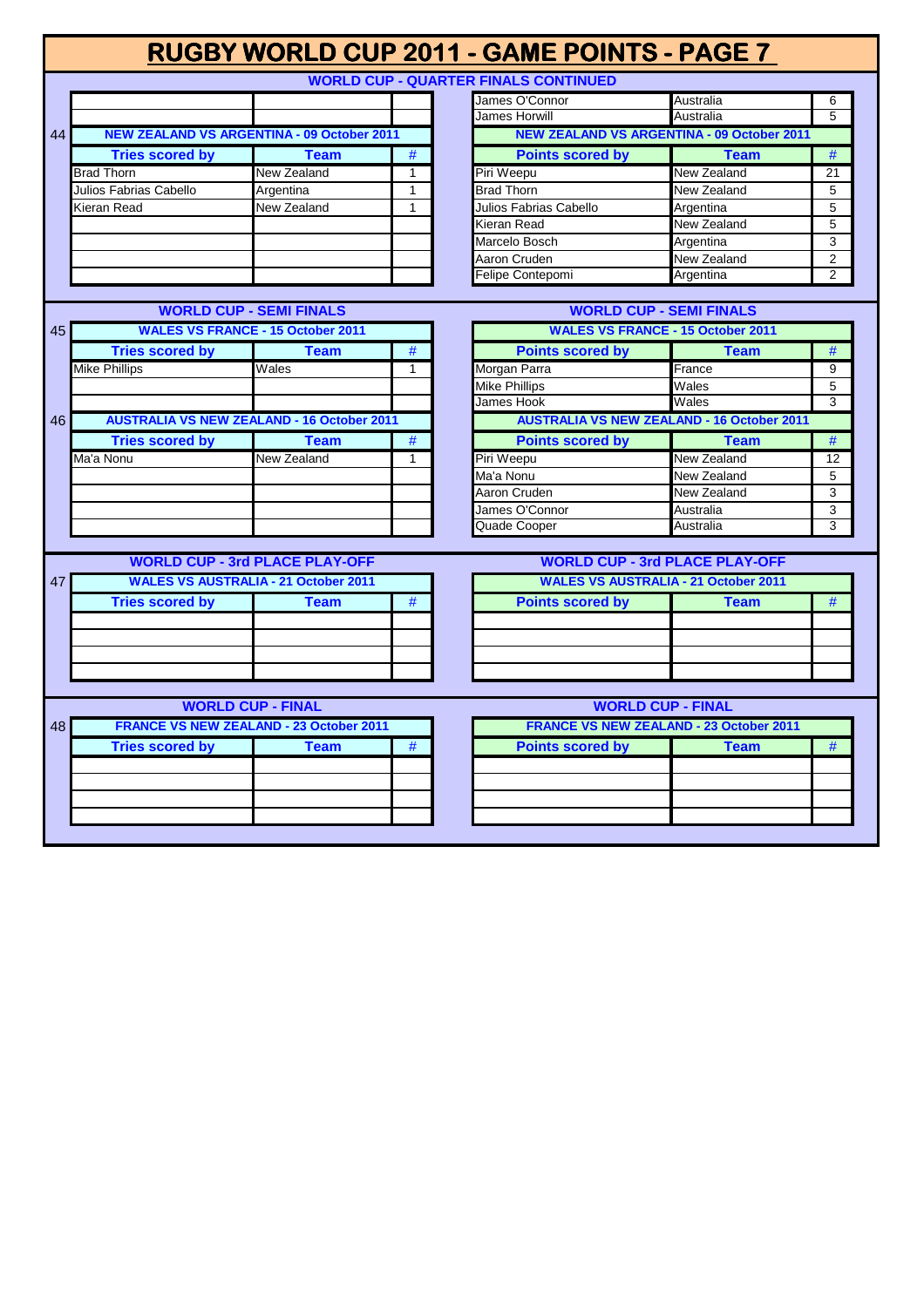# RUGBY WORLD CUP 2011 - GAME POINTS - PAGE 7

## WORLD CUP - QUARTER FINALS CONTINUED

| Points scored by | Team | # |
|---|---|---|
| James O'Connor | Australia | 6 |
| James Horwill | Australia | 5 |

### 44 NEW ZEALAND VS ARGENTINA - 09 October 2011

| Tries scored by | Team | # |
|---|---|---|
| Brad Thorn | New Zealand | 1 |
| Julios Fabrias Cabello | Argentina | 1 |
| Kieran Read | New Zealand | 1 |

| Points scored by | Team | # |
|---|---|---|
| Piri Weepu | New Zealand | 21 |
| Brad Thorn | New Zealand | 5 |
| Julios Fabrias Cabello | Argentina | 5 |
| Kieran Read | New Zealand | 5 |
| Marcelo Bosch | Argentina | 3 |
| Aaron Cruden | New Zealand | 2 |
| Felipe Contepomi | Argentina | 2 |

## WORLD CUP - SEMI FINALS

### 45 WALES VS FRANCE - 15 October 2011

| Tries scored by | Team | # |
|---|---|---|
| Mike Phillips | Wales | 1 |

| Points scored by | Team | # |
|---|---|---|
| Morgan Parra | France | 9 |
| Mike Phillips | Wales | 5 |
| James Hook | Wales | 3 |

### 46 AUSTRALIA VS NEW ZEALAND - 16 October 2011

| Tries scored by | Team | # |
|---|---|---|
| Ma'a Nonu | New Zealand | 1 |

| Points scored by | Team | # |
|---|---|---|
| Piri Weepu | New Zealand | 12 |
| Ma'a Nonu | New Zealand | 5 |
| Aaron Cruden | New Zealand | 3 |
| James O'Connor | Australia | 3 |
| Quade Cooper | Australia | 3 |

## WORLD CUP - 3rd PLACE PLAY-OFF

### 47 WALES VS AUSTRALIA - 21 October 2011

| Tries scored by | Team | # |
|---|---|---|
| | | |

| Points scored by | Team | # |
|---|---|---|
| | | |

## WORLD CUP - FINAL

### 48 FRANCE VS NEW ZEALAND - 23 October 2011

| Tries scored by | Team | # |
|---|---|---|
| | | |

| Points scored by | Team | # |
|---|---|---|
| | | |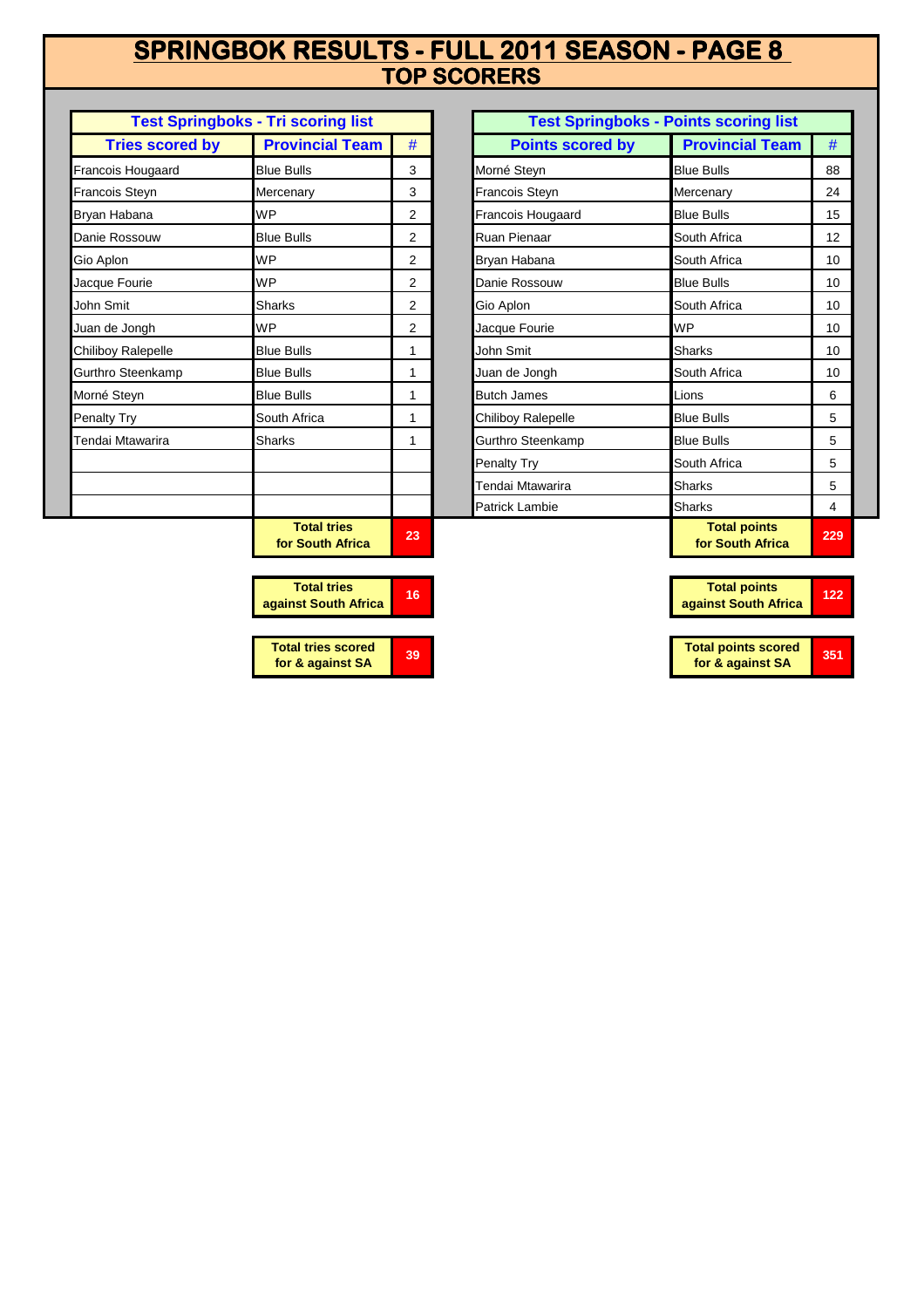# SPRINGBOK RESULTS - FULL 2011 SEASON - PAGE 8
## TOP SCORERS

### Test Springboks - Tri scoring list

| Tries scored by | Provincial Team | # |
|---|---|---|
| Francois Hougaard | Blue Bulls | 3 |
| Francois Steyn | Mercenary | 3 |
| Bryan Habana | WP | 2 |
| Danie Rossouw | Blue Bulls | 2 |
| Gio Aplon | WP | 2 |
| Jacque Fourie | WP | 2 |
| John Smit | Sharks | 2 |
| Juan de Jongh | WP | 2 |
| Chiliboy Ralepelle | Blue Bulls | 1 |
| Gurthro Steenkamp | Blue Bulls | 1 |
| Morné Steyn | Blue Bulls | 1 |
| Penalty Try | South Africa | 1 |
| Tendai Mtawarira | Sharks | 1 |
| | | |
| | | |
| | | |
| | **Total tries for South Africa** | **23** |
| | **Total tries against South Africa** | **16** |
| | **Total tries scored for & against SA** | **39** |

### Test Springboks - Points scoring list

| Points scored by | Provincial Team | # |
|---|---|---|
| Morné Steyn | Blue Bulls | 88 |
| Francois Steyn | Mercenary | 24 |
| Francois Hougaard | Blue Bulls | 15 |
| Ruan Pienaar | South Africa | 12 |
| Bryan Habana | South Africa | 10 |
| Danie Rossouw | Blue Bulls | 10 |
| Gio Aplon | South Africa | 10 |
| Jacque Fourie | WP | 10 |
| John Smit | Sharks | 10 |
| Juan de Jongh | South Africa | 10 |
| Butch James | Lions | 6 |
| Chiliboy Ralepelle | Blue Bulls | 5 |
| Gurthro Steenkamp | Blue Bulls | 5 |
| Penalty Try | South Africa | 5 |
| Tendai Mtawarira | Sharks | 5 |
| Patrick Lambie | Sharks | 4 |
| | **Total points for South Africa** | **229** |
| | **Total points against South Africa** | **122** |
| | **Total points scored for & against SA** | **351** |